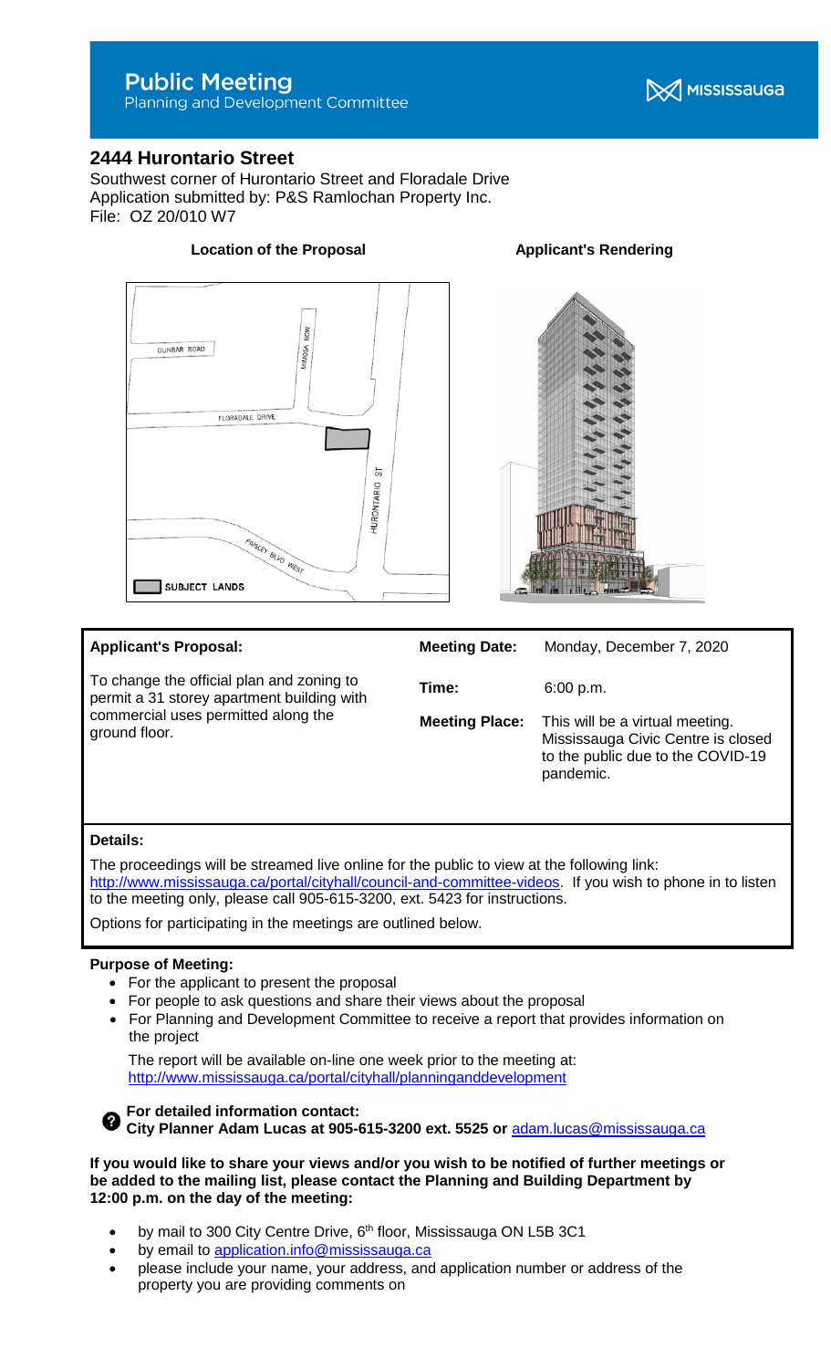# Public Meeting
Planning and Development Committee

MISSISSAUGA

## 2444 Hurontario Street

Southwest corner of Hurontario Street and Floradale Drive
Application submitted by: P&S Ramlochan Property Inc.
File: OZ 20/010 W7

**Location of the Proposal** **Applicant's Rendering**

DUNBAR ROAD
MIMOSA ROW
FLORADALE DRIVE
HURONTARIO ST
PAISLEY BLVD WEST
SUBJECT LANDS

| **Applicant's Proposal:** | **Meeting Date:** | Monday, December 7, 2020 |
|---|---|---|
| To change the official plan and zoning to permit a 31 storey apartment building with commercial uses permitted along the ground floor. | **Time:** | 6:00 p.m. |
| | **Meeting Place:** | This will be a virtual meeting. Mississauga Civic Centre is closed to the public due to the COVID-19 pandemic. |

**Details:**

The proceedings will be streamed live online for the public to view at the following link: http://www.mississauga.ca/portal/cityhall/council-and-committee-videos. If you wish to phone in to listen to the meeting only, please call 905-615-3200, ext. 5423 for instructions.

Options for participating in the meetings are outlined below.

**Purpose of Meeting:**

- For the applicant to present the proposal
- For people to ask questions and share their views about the proposal
- For Planning and Development Committee to receive a report that provides information on the project

  The report will be available on-line one week prior to the meeting at: http://www.mississauga.ca/portal/cityhall/planninganddevelopment

**For detailed information contact:**
**City Planner Adam Lucas at 905-615-3200 ext. 5525 or** adam.lucas@mississauga.ca

**If you would like to share your views and/or you wish to be notified of further meetings or be added to the mailing list, please contact the Planning and Building Department by 12:00 p.m. on the day of the meeting:**

- by mail to 300 City Centre Drive, 6th floor, Mississauga ON L5B 3C1
- by email to application.info@mississauga.ca
- please include your name, your address, and application number or address of the property you are providing comments on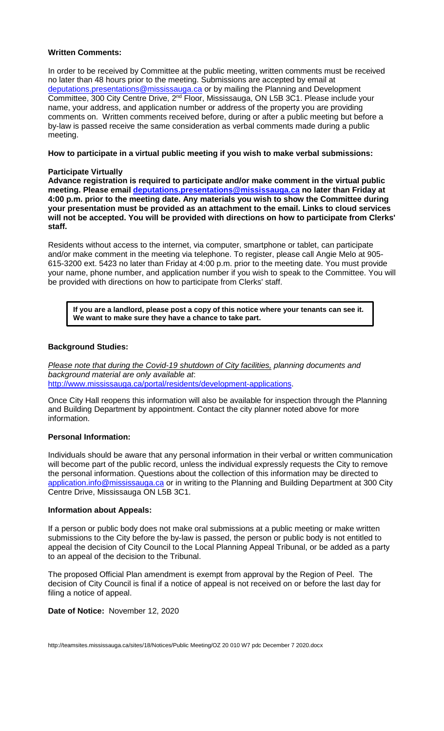**Written Comments:**

In order to be received by Committee at the public meeting, written comments must be received no later than 48 hours prior to the meeting. Submissions are accepted by email at deputations.presentations@mississauga.ca or by mailing the Planning and Development Committee, 300 City Centre Drive, 2nd Floor, Mississauga, ON L5B 3C1. Please include your name, your address, and application number or address of the property you are providing comments on. Written comments received before, during or after a public meeting but before a by-law is passed receive the same consideration as verbal comments made during a public meeting.

**How to participate in a virtual public meeting if you wish to make verbal submissions:**

**Participate Virtually**

**Advance registration is required to participate and/or make comment in the virtual public meeting. Please email deputations.presentations@mississauga.ca no later than Friday at 4:00 p.m. prior to the meeting date. Any materials you wish to show the Committee during your presentation must be provided as an attachment to the email. Links to cloud services will not be accepted. You will be provided with directions on how to participate from Clerks' staff.**

Residents without access to the internet, via computer, smartphone or tablet, can participate and/or make comment in the meeting via telephone. To register, please call Angie Melo at 905-615-3200 ext. 5423 no later than Friday at 4:00 p.m. prior to the meeting date. You must provide your name, phone number, and application number if you wish to speak to the Committee. You will be provided with directions on how to participate from Clerks' staff.

**If you are a landlord, please post a copy of this notice where your tenants can see it. We want to make sure they have a chance to take part.**

**Background Studies:**

*Please note that during the Covid-19 shutdown of City facilities, planning documents and background material are only available at*: http://www.mississauga.ca/portal/residents/development-applications.

Once City Hall reopens this information will also be available for inspection through the Planning and Building Department by appointment. Contact the city planner noted above for more information.

**Personal Information:**

Individuals should be aware that any personal information in their verbal or written communication will become part of the public record, unless the individual expressly requests the City to remove the personal information. Questions about the collection of this information may be directed to application.info@mississauga.ca or in writing to the Planning and Building Department at 300 City Centre Drive, Mississauga ON L5B 3C1.

**Information about Appeals:**

If a person or public body does not make oral submissions at a public meeting or make written submissions to the City before the by-law is passed, the person or public body is not entitled to appeal the decision of City Council to the Local Planning Appeal Tribunal, or be added as a party to an appeal of the decision to the Tribunal.

The proposed Official Plan amendment is exempt from approval by the Region of Peel. The decision of City Council is final if a notice of appeal is not received on or before the last day for filing a notice of appeal.

**Date of Notice:** November 12, 2020

http://teamsites.mississauga.ca/sites/18/Notices/Public Meeting/OZ 20 010 W7 pdc December 7 2020.docx